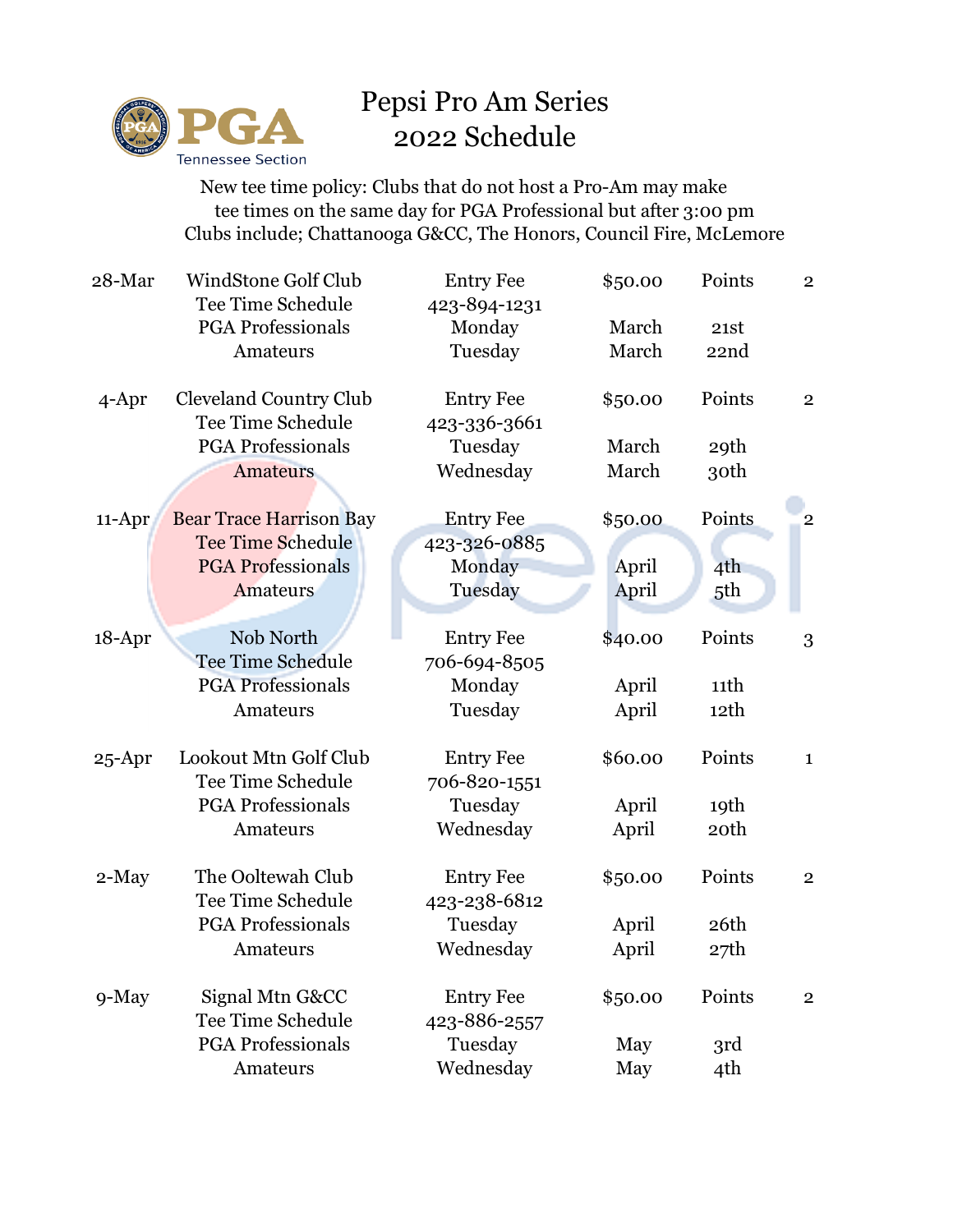# Pepsi Pro Am Series
# 2022 Schedule

PGA Tennessee Section

New tee time policy: Clubs that do not host a Pro-Am may make tee times on the same day for PGA Professional but after 3:00 pm
Clubs include; Chattanooga G&CC, The Honors, Council Fire, McLemore

| | | | | | |
|---|---|---|---|---|---|
| 28-Mar | WindStone Golf Club | Entry Fee | $50.00 | Points | 2 |
| | Tee Time Schedule | 423-894-1231 | | | |
| | PGA Professionals | Monday | March | 21st | |
| | Amateurs | Tuesday | March | 22nd | |
| 4-Apr | Cleveland Country Club | Entry Fee | $50.00 | Points | 2 |
| | Tee Time Schedule | 423-336-3661 | | | |
| | PGA Professionals | Tuesday | March | 29th | |
| | Amateurs | Wednesday | March | 30th | |
| 11-Apr | Bear Trace Harrison Bay | Entry Fee | $50.00 | Points | 2 |
| | Tee Time Schedule | 423-326-0885 | | | |
| | PGA Professionals | Monday | April | 4th | |
| | Amateurs | Tuesday | April | 5th | |
| 18-Apr | Nob North | Entry Fee | $40.00 | Points | 3 |
| | Tee Time Schedule | 706-694-8505 | | | |
| | PGA Professionals | Monday | April | 11th | |
| | Amateurs | Tuesday | April | 12th | |
| 25-Apr | Lookout Mtn Golf Club | Entry Fee | $60.00 | Points | 1 |
| | Tee Time Schedule | 706-820-1551 | | | |
| | PGA Professionals | Tuesday | April | 19th | |
| | Amateurs | Wednesday | April | 20th | |
| 2-May | The Ooltewah Club | Entry Fee | $50.00 | Points | 2 |
| | Tee Time Schedule | 423-238-6812 | | | |
| | PGA Professionals | Tuesday | April | 26th | |
| | Amateurs | Wednesday | April | 27th | |
| 9-May | Signal Mtn G&CC | Entry Fee | $50.00 | Points | 2 |
| | Tee Time Schedule | 423-886-2557 | | | |
| | PGA Professionals | Tuesday | May | 3rd | |
| | Amateurs | Wednesday | May | 4th | |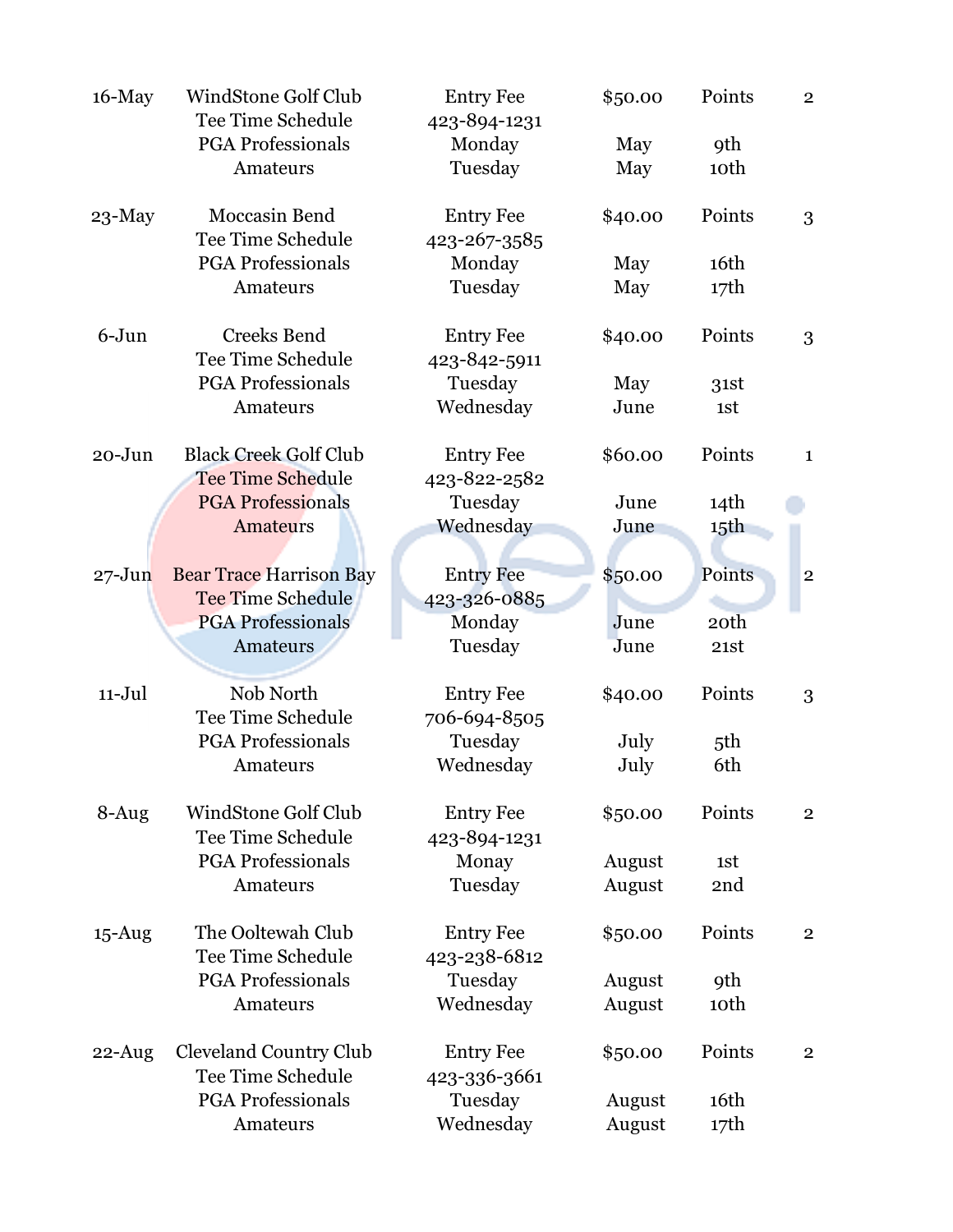| Date | Course | | | | |
|---|---|---|---|---|---|
| 16-May | WindStone Golf Club | Entry Fee | $50.00 | Points | 2 |
| | Tee Time Schedule | 423-894-1231 | | | |
| | PGA Professionals | Monday | May | 9th | |
| | Amateurs | Tuesday | May | 10th | |
| 23-May | Moccasin Bend | Entry Fee | $40.00 | Points | 3 |
| | Tee Time Schedule | 423-267-3585 | | | |
| | PGA Professionals | Monday | May | 16th | |
| | Amateurs | Tuesday | May | 17th | |
| 6-Jun | Creeks Bend | Entry Fee | $40.00 | Points | 3 |
| | Tee Time Schedule | 423-842-5911 | | | |
| | PGA Professionals | Tuesday | May | 31st | |
| | Amateurs | Wednesday | June | 1st | |
| 20-Jun | Black Creek Golf Club | Entry Fee | $60.00 | Points | 1 |
| | Tee Time Schedule | 423-822-2582 | | | |
| | PGA Professionals | Tuesday | June | 14th | |
| | Amateurs | Wednesday | June | 15th | |
| 27-Jun | Bear Trace Harrison Bay | Entry Fee | $50.00 | Points | 2 |
| | Tee Time Schedule | 423-326-0885 | | | |
| | PGA Professionals | Monday | June | 20th | |
| | Amateurs | Tuesday | June | 21st | |
| 11-Jul | Nob North | Entry Fee | $40.00 | Points | 3 |
| | Tee Time Schedule | 706-694-8505 | | | |
| | PGA Professionals | Tuesday | July | 5th | |
| | Amateurs | Wednesday | July | 6th | |
| 8-Aug | WindStone Golf Club | Entry Fee | $50.00 | Points | 2 |
| | Tee Time Schedule | 423-894-1231 | | | |
| | PGA Professionals | Monay | August | 1st | |
| | Amateurs | Tuesday | August | 2nd | |
| 15-Aug | The Ooltewah Club | Entry Fee | $50.00 | Points | 2 |
| | Tee Time Schedule | 423-238-6812 | | | |
| | PGA Professionals | Tuesday | August | 9th | |
| | Amateurs | Wednesday | August | 10th | |
| 22-Aug | Cleveland Country Club | Entry Fee | $50.00 | Points | 2 |
| | Tee Time Schedule | 423-336-3661 | | | |
| | PGA Professionals | Tuesday | August | 16th | |
| | Amateurs | Wednesday | August | 17th | |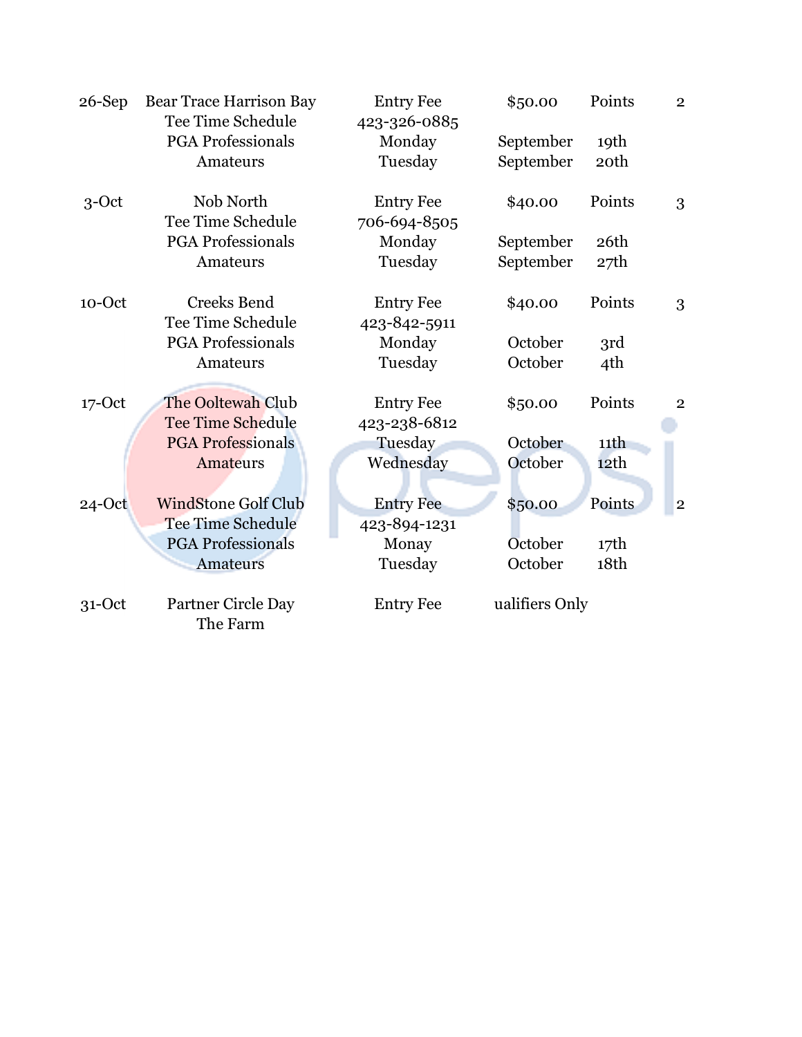| | | | | | |
|---|---|---|---|---|---|
| 26-Sep | Bear Trace Harrison Bay | Entry Fee | $50.00 | Points | 2 |
| | Tee Time Schedule | 423-326-0885 | | | |
| | PGA Professionals | Monday | September | 19th | |
| | Amateurs | Tuesday | September | 20th | |
| 3-Oct | Nob North | Entry Fee | $40.00 | Points | 3 |
| | Tee Time Schedule | 706-694-8505 | | | |
| | PGA Professionals | Monday | September | 26th | |
| | Amateurs | Tuesday | September | 27th | |
| 10-Oct | Creeks Bend | Entry Fee | $40.00 | Points | 3 |
| | Tee Time Schedule | 423-842-5911 | | | |
| | PGA Professionals | Monday | October | 3rd | |
| | Amateurs | Tuesday | October | 4th | |
| 17-Oct | The Ooltewah Club | Entry Fee | $50.00 | Points | 2 |
| | Tee Time Schedule | 423-238-6812 | | | |
| | PGA Professionals | Tuesday | October | 11th | |
| | Amateurs | Wednesday | October | 12th | |
| 24-Oct | WindStone Golf Club | Entry Fee | $50.00 | Points | 2 |
| | Tee Time Schedule | 423-894-1231 | | | |
| | PGA Professionals | Monay | October | 17th | |
| | Amateurs | Tuesday | October | 18th | |
| 31-Oct | Partner Circle Day | Entry Fee | ualifiers Only | | |
| | The Farm | | | | |